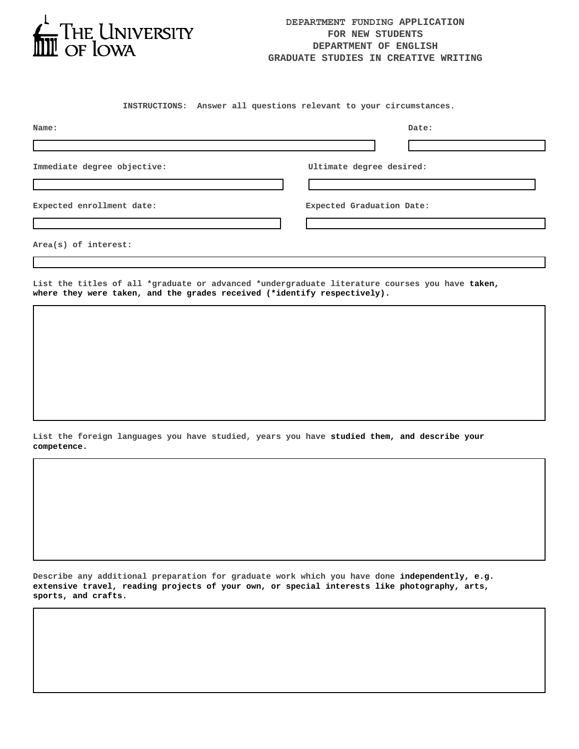The University of Iowa

# DEPARTMENT FUNDING APPLICATION FOR NEW STUDENTS
## DEPARTMENT OF ENGLISH
## GRADUATE STUDIES IN CREATIVE WRITING

**INSTRUCTIONS: Answer all questions relevant to your circumstances.**

**Name:**

**Date:**

**Immediate degree objective:**

**Ultimate degree desired:**

**Expected enrollment date:**

**Expected Graduation Date:**

**Area(s) of interest:**

**List the titles of all *graduate or advanced *undergraduate literature courses you have taken, where they were taken, and the grades received (*identify respectively).**

**List the foreign languages you have studied, years you have studied them, and describe your competence.**

**Describe any additional preparation for graduate work which you have done independently, e.g. extensive travel, reading projects of your own, or special interests like photography, arts, sports, and crafts.**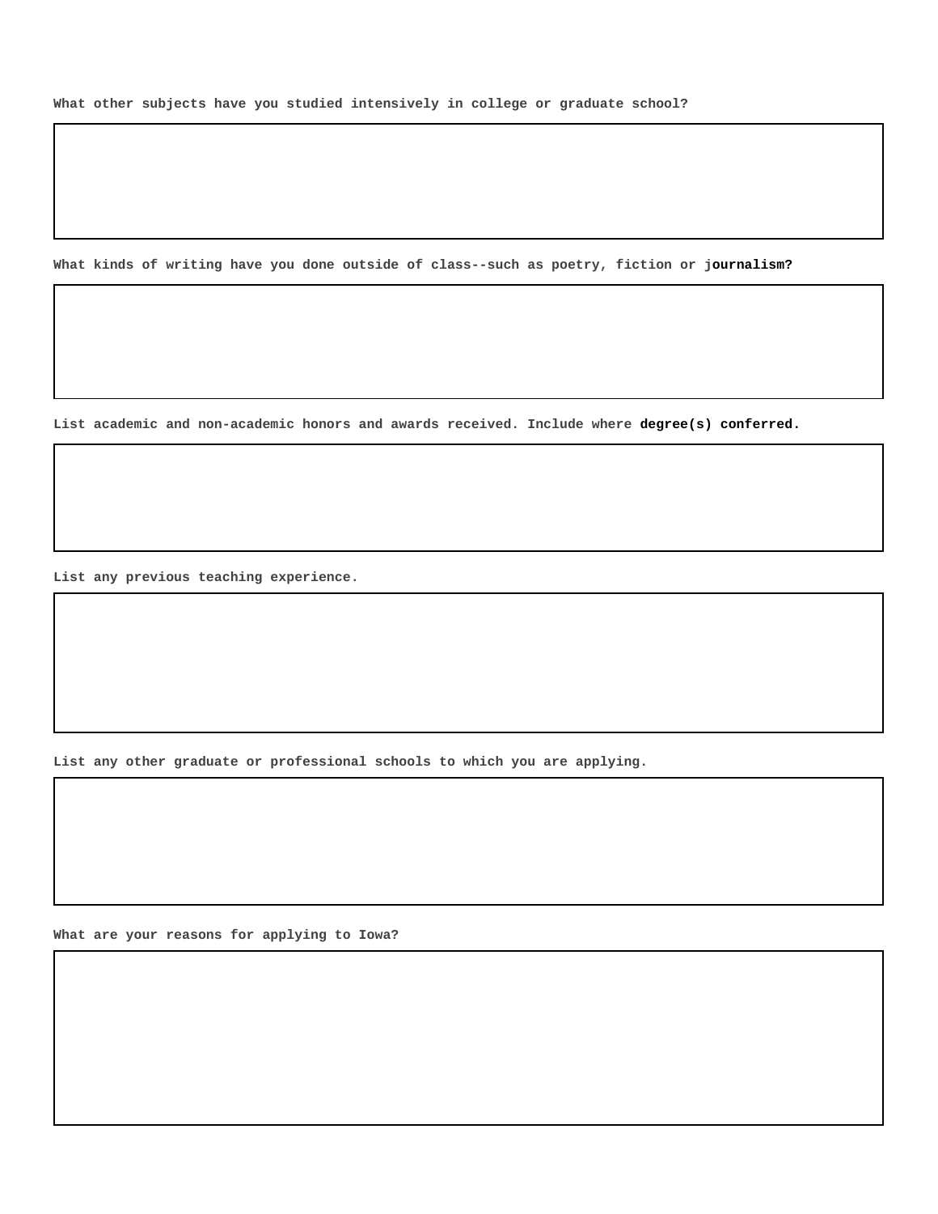**What other subjects have you studied intensively in college or graduate school?**

**What kinds of writing have you done outside of class--such as poetry, fiction or journalism?**

**List academic and non-academic honors and awards received. Include where degree(s) conferred.**

**List any previous teaching experience.**

**List any other graduate or professional schools to which you are applying.**

**What are your reasons for applying to Iowa?**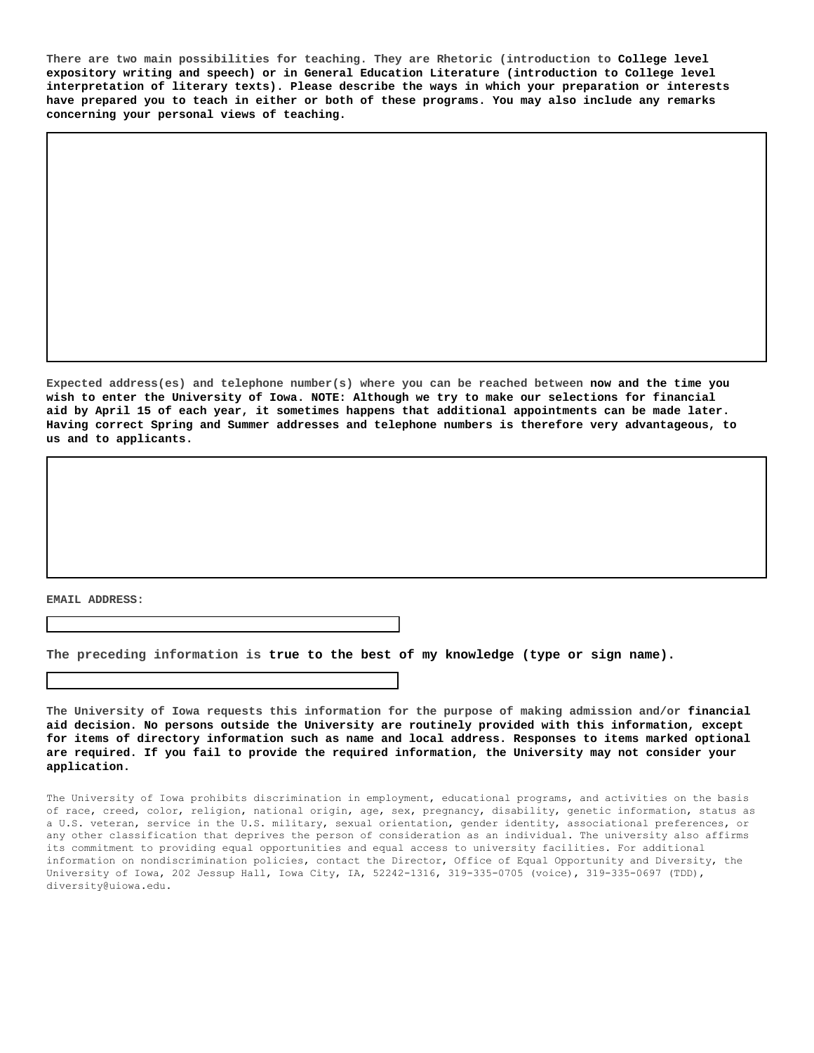**There are two main possibilities for teaching. They are Rhetoric (introduction to College level expository writing and speech) or in General Education Literature (introduction to College level interpretation of literary texts). Please describe the ways in which your preparation or interests have prepared you to teach in either or both of these programs. You may also include any remarks concerning your personal views of teaching.**

**Expected address(es) and telephone number(s) where you can be reached between now and the time you wish to enter the University of Iowa. NOTE: Although we try to make our selections for financial aid by April 15 of each year, it sometimes happens that additional appointments can be made later. Having correct Spring and Summer addresses and telephone numbers is therefore very advantageous, to us and to applicants.**

**EMAIL ADDRESS:**

**The preceding information is true to the best of my knowledge (type or sign name).**

**The University of Iowa requests this information for the purpose of making admission and/or financial aid decision. No persons outside the University are routinely provided with this information, except for items of directory information such as name and local address. Responses to items marked optional are required. If you fail to provide the required information, the University may not consider your application.**

The University of Iowa prohibits discrimination in employment, educational programs, and activities on the basis of race, creed, color, religion, national origin, age, sex, pregnancy, disability, genetic information, status as a U.S. veteran, service in the U.S. military, sexual orientation, gender identity, associational preferences, or any other classification that deprives the person of consideration as an individual. The university also affirms its commitment to providing equal opportunities and equal access to university facilities. For additional information on nondiscrimination policies, contact the Director, Office of Equal Opportunity and Diversity, the University of Iowa, 202 Jessup Hall, Iowa City, IA, 52242-1316, 319-335-0705 (voice), 319-335-0697 (TDD), diversity@uiowa.edu.